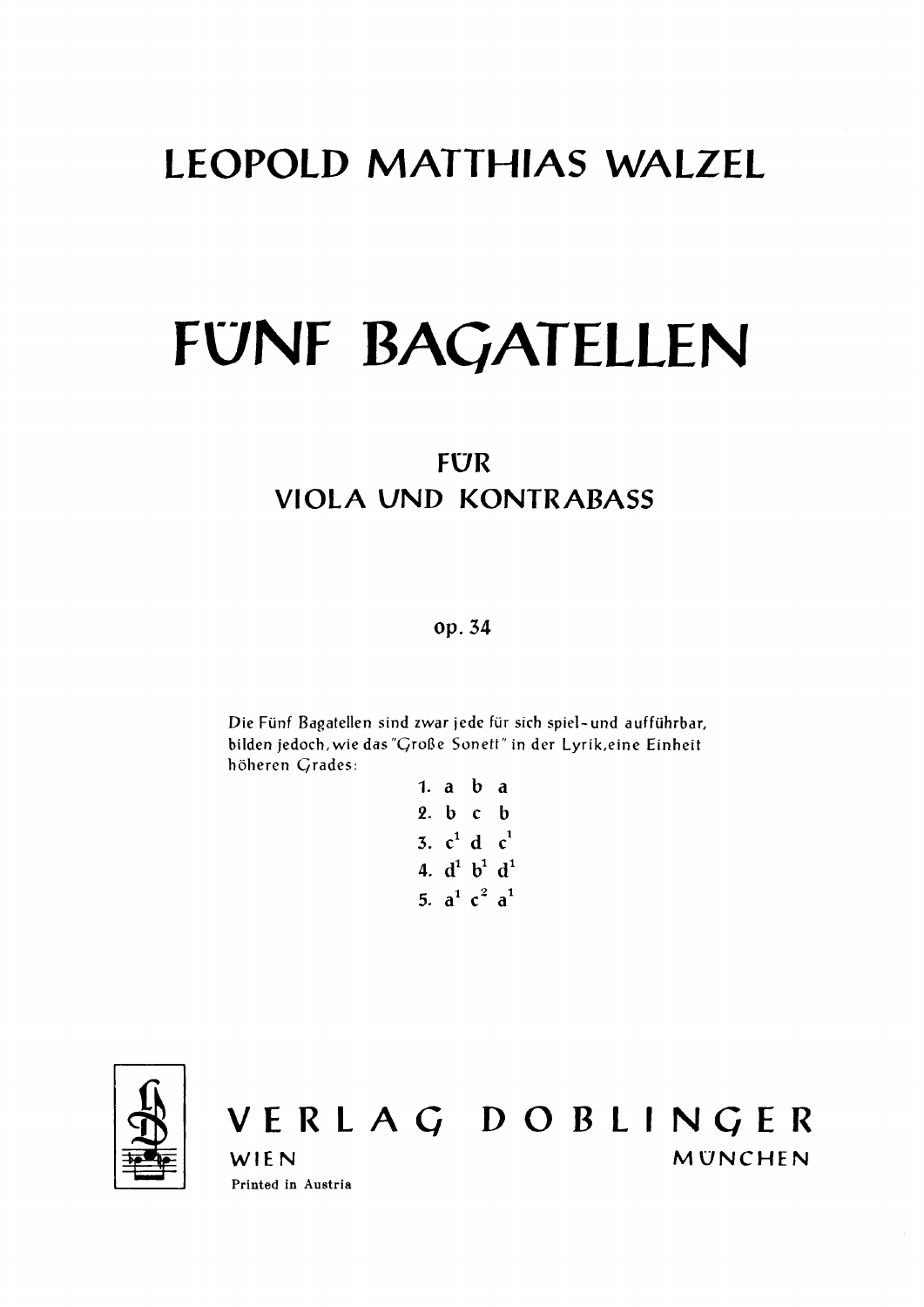# LEOPOLD MATTHIAS WALZEL

# FÜNF BAGATELLEN

## FÜR
## VIOLA UND KONTRABASS

op. 34

Die Fünf Bagatellen sind zwar jede für sich spiel- und aufführbar, bilden jedoch, wie das "Große Sonett" in der Lyrik, eine Einheit höheren Grades:

1. a b a
2. b c b
3. $c^1$ d $c^1$
4. $d^1$ $b^1$ $d^1$
5. $a^1$ $c^2$ $a^1$

VERLAG DOBLINGER

WIEN MÜNCHEN

Printed in Austria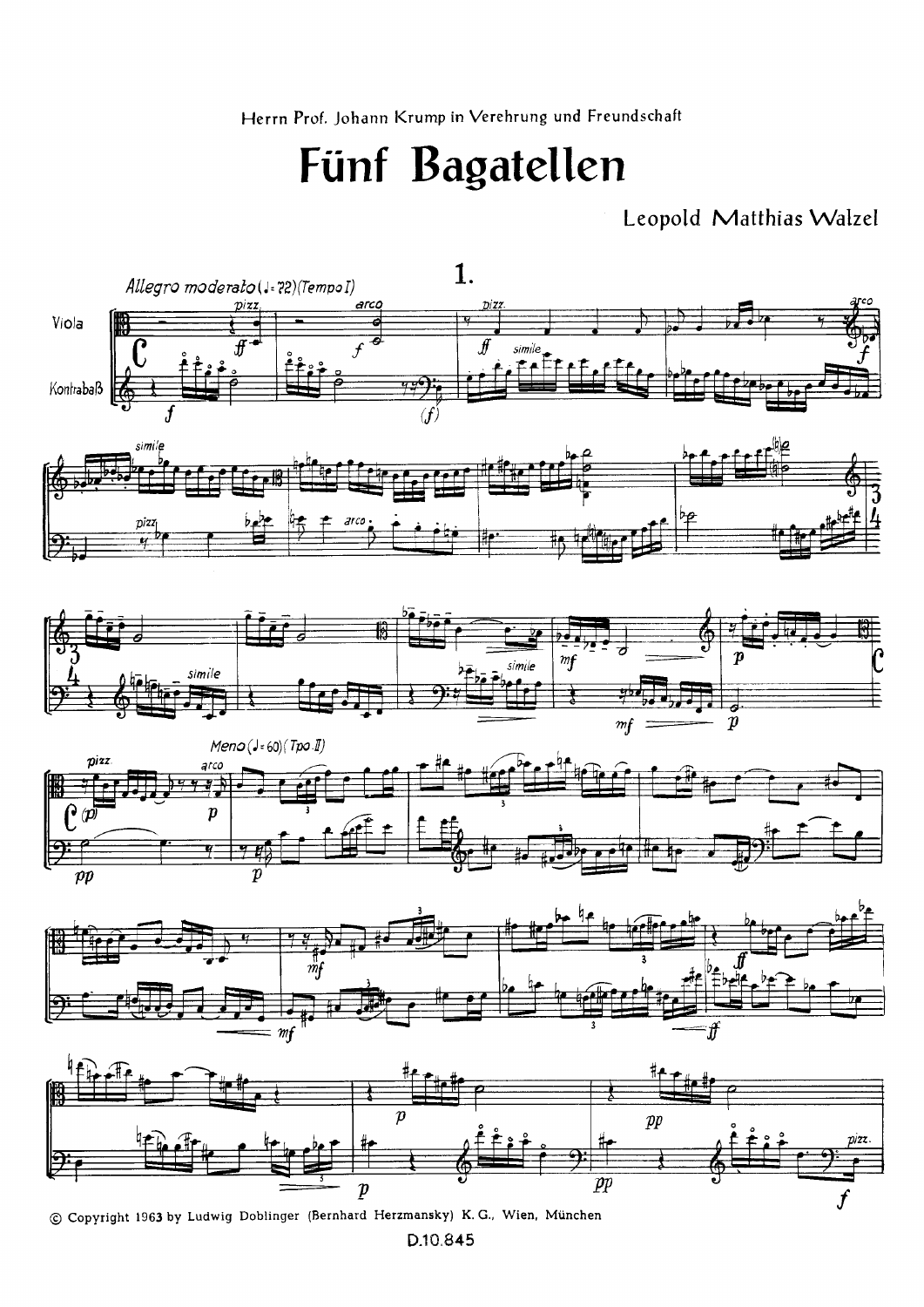Herrn Prof. Johann Krump in Verehrung und Freundschaft

# Fünf Bagatellen

Leopold Matthias Walzel

## 1.

*Allegro moderato* (♩= 72) (Tempo I)

Viola

Kontrabaß

*Meno* (♩= 60) (Tpo. II)

© Copyright 1963 by Ludwig Doblinger (Bernhard Herzmansky) K.G., Wien, München

D.10.845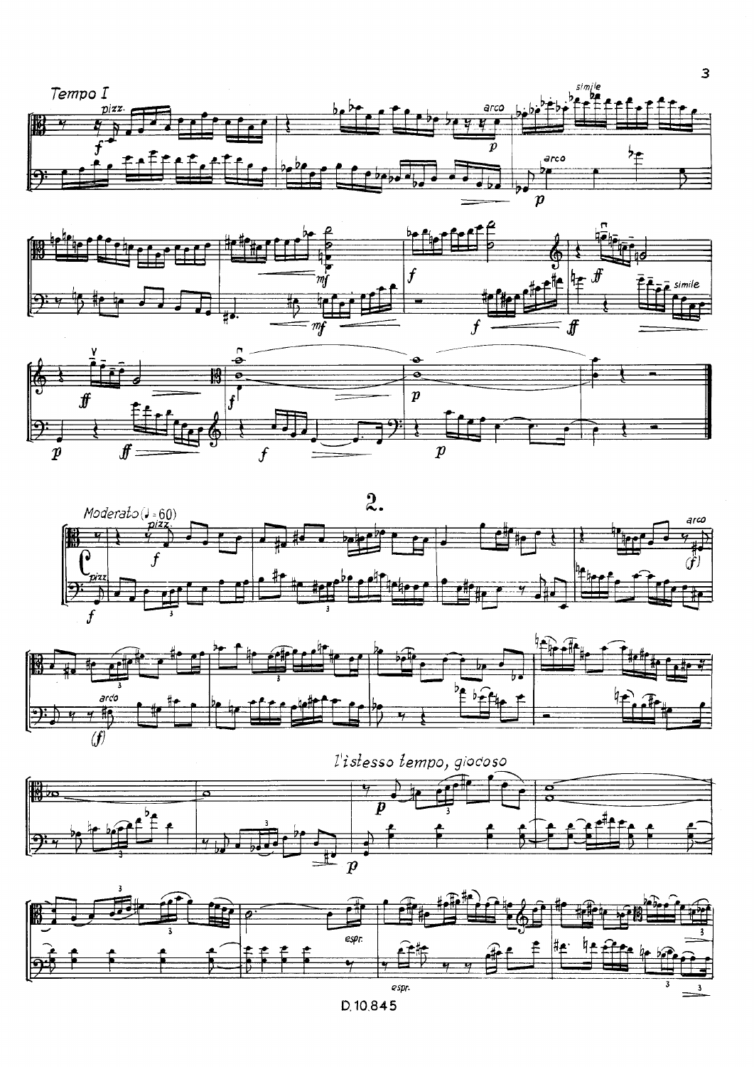*Tempo I*

## 2.

*Moderato* (♩ = 60)

*l'istesso tempo, giocoso*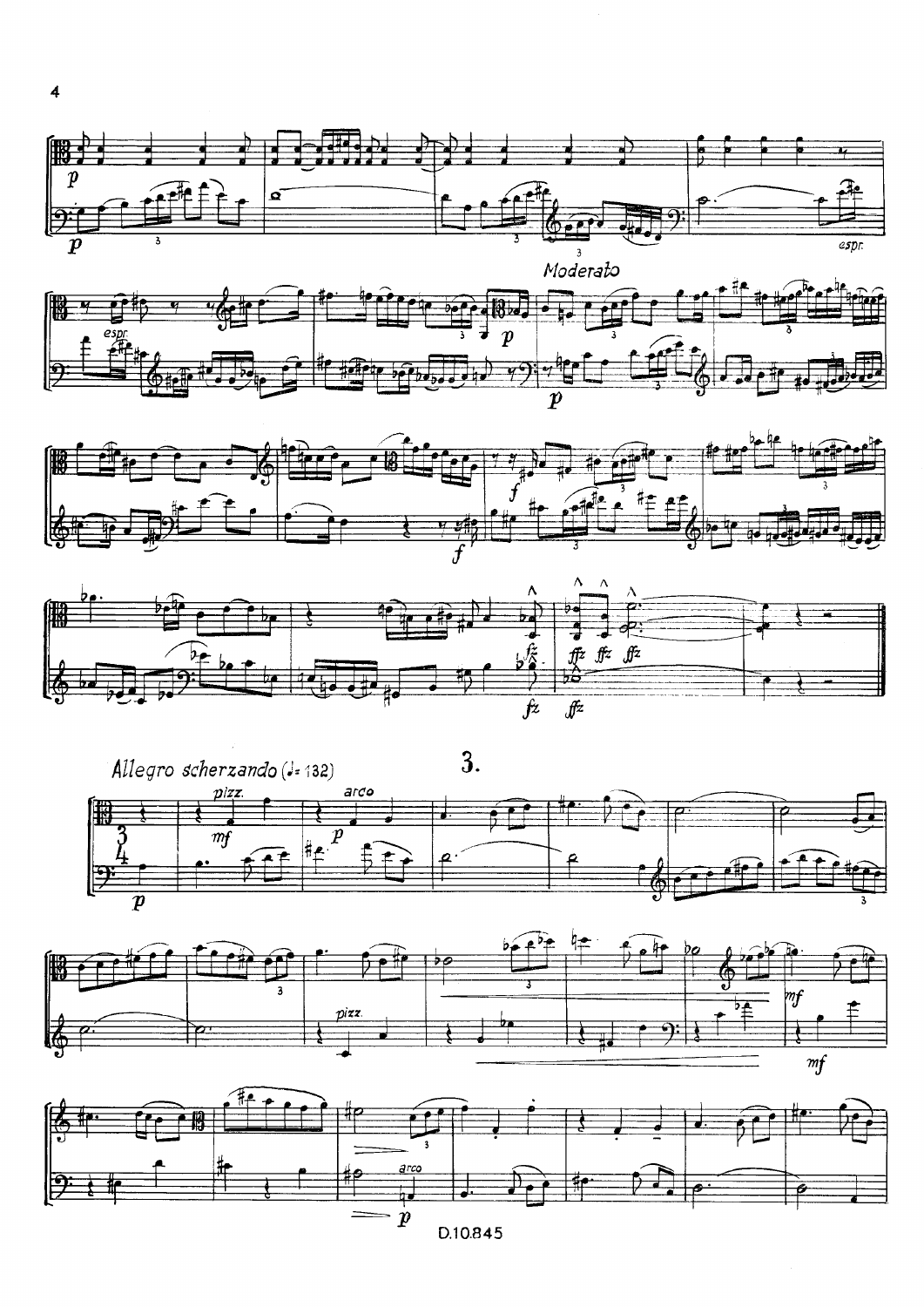Moderato

Allegro scherzando (♩= 132)

# 3.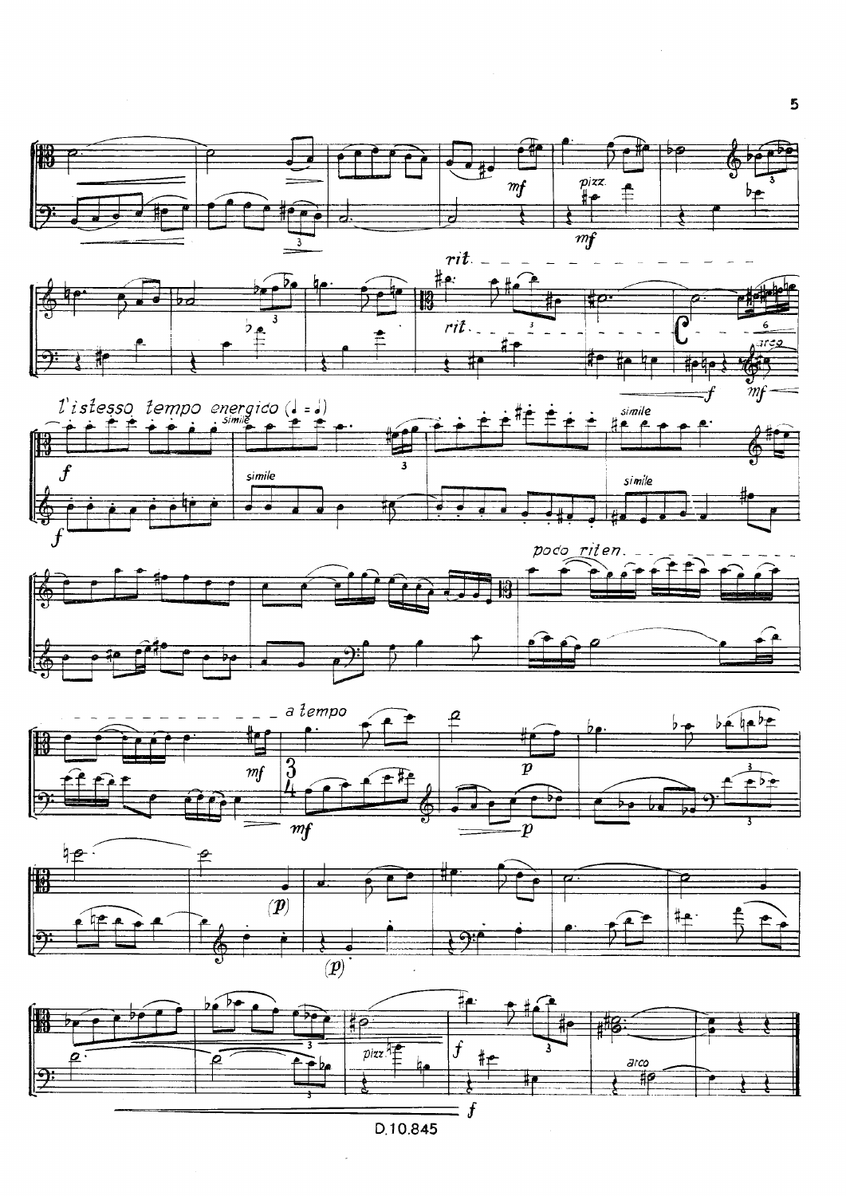rit.

l'istesso tempo energico (♩ = 𝅗𝅥)

simile

poco riten.

a tempo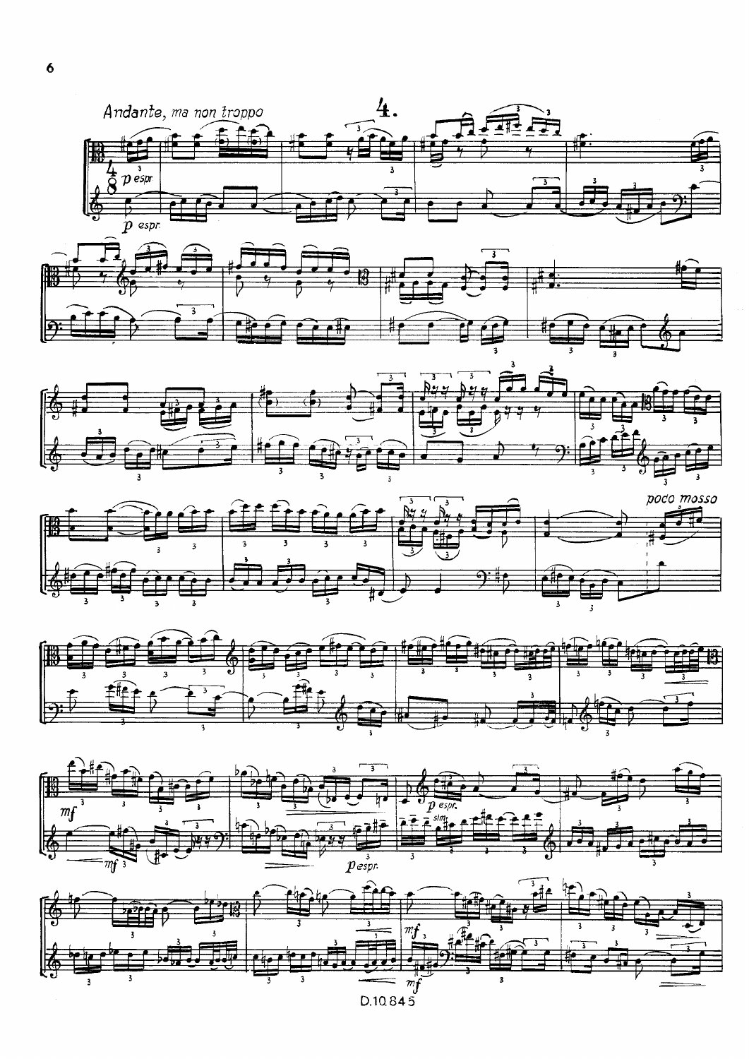# 4.

*Andante, ma non troppo*

*p espr*

*poco mosso*

*mf*

*p espr.*

*sim.*

*mf*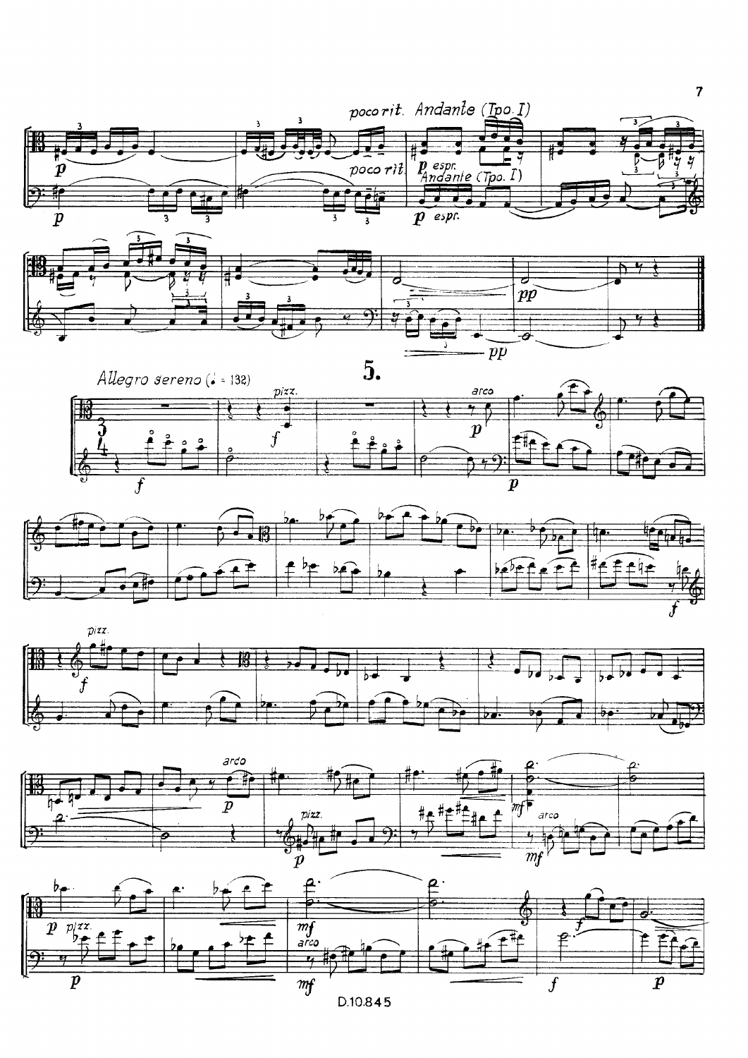poco rit. Andante (Tpo. I)

## 5.

*Allegro sereno* (♩. = 132)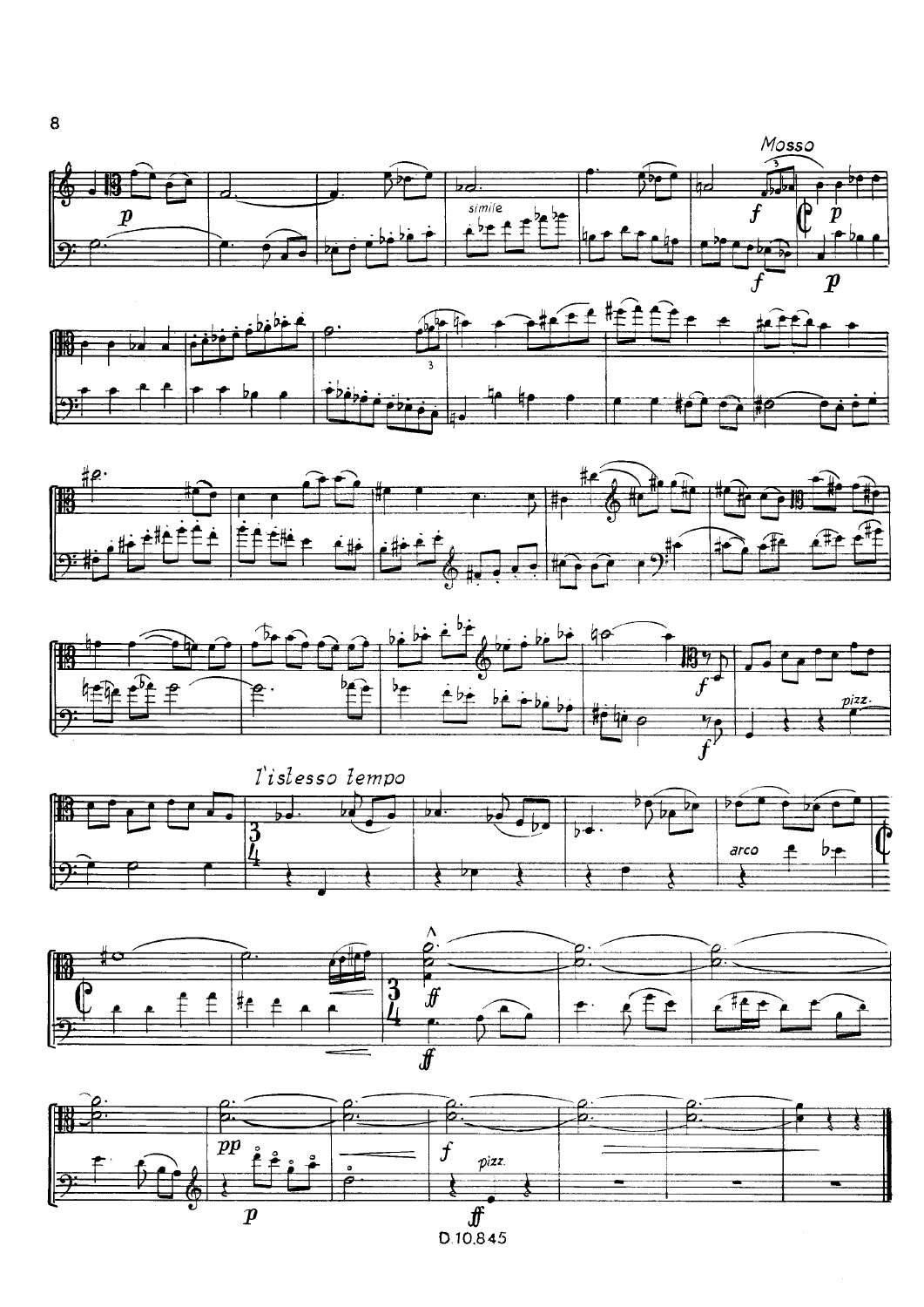Mosso

simile

l'istesso tempo

arco

pizz.